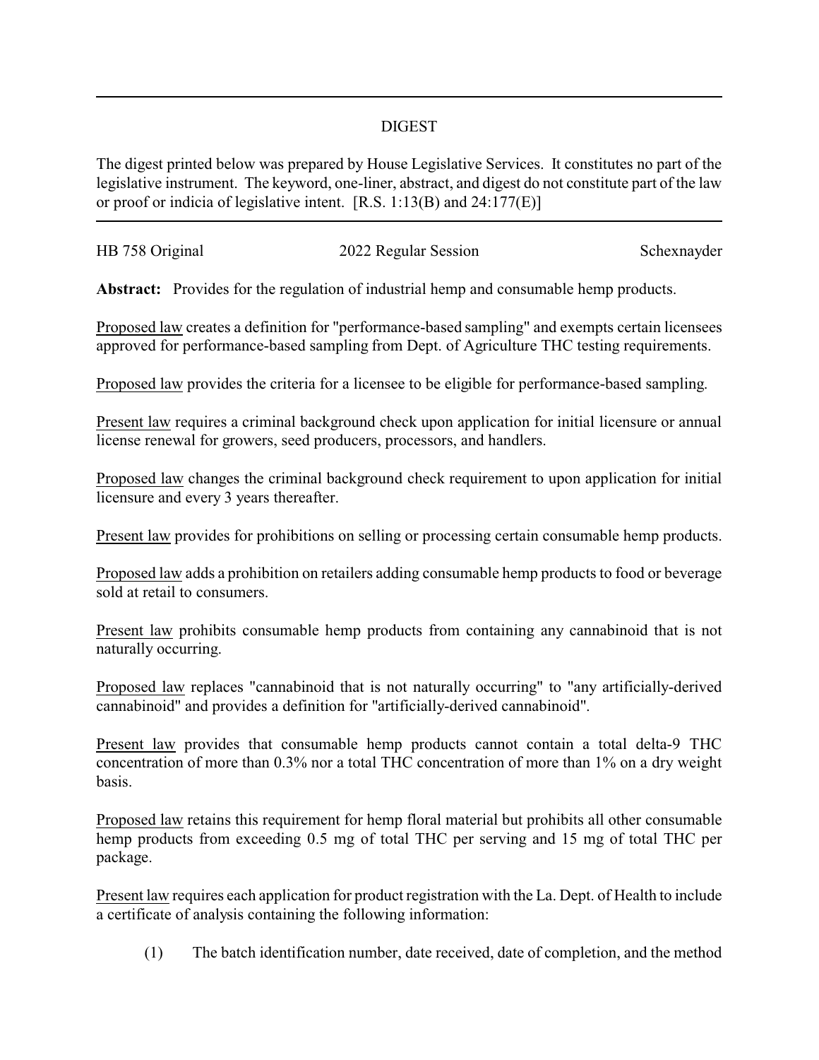# DIGEST

The digest printed below was prepared by House Legislative Services. It constitutes no part of the legislative instrument. The keyword, one-liner, abstract, and digest do not constitute part of the law or proof or indicia of legislative intent. [R.S. 1:13(B) and 24:177(E)]

---

HB 758 Original | 2022 Regular Session | Schexnayder

**Abstract:** Provides for the regulation of industrial hemp and consumable hemp products.

Proposed law creates a definition for "performance-based sampling" and exempts certain licensees approved for performance-based sampling from Dept. of Agriculture THC testing requirements.

Proposed law provides the criteria for a licensee to be eligible for performance-based sampling.

Present law requires a criminal background check upon application for initial licensure or annual license renewal for growers, seed producers, processors, and handlers.

Proposed law changes the criminal background check requirement to upon application for initial licensure and every 3 years thereafter.

Present law provides for prohibitions on selling or processing certain consumable hemp products.

Proposed law adds a prohibition on retailers adding consumable hemp products to food or beverage sold at retail to consumers.

Present law prohibits consumable hemp products from containing any cannabinoid that is not naturally occurring.

Proposed law replaces "cannabinoid that is not naturally occurring" to "any artificially-derived cannabinoid" and provides a definition for "artificially-derived cannabinoid".

Present law provides that consumable hemp products cannot contain a total delta-9 THC concentration of more than 0.3% nor a total THC concentration of more than 1% on a dry weight basis.

Proposed law retains this requirement for hemp floral material but prohibits all other consumable hemp products from exceeding 0.5 mg of total THC per serving and 15 mg of total THC per package.

Present law requires each application for product registration with the La. Dept. of Health to include a certificate of analysis containing the following information:

(1) The batch identification number, date received, date of completion, and the method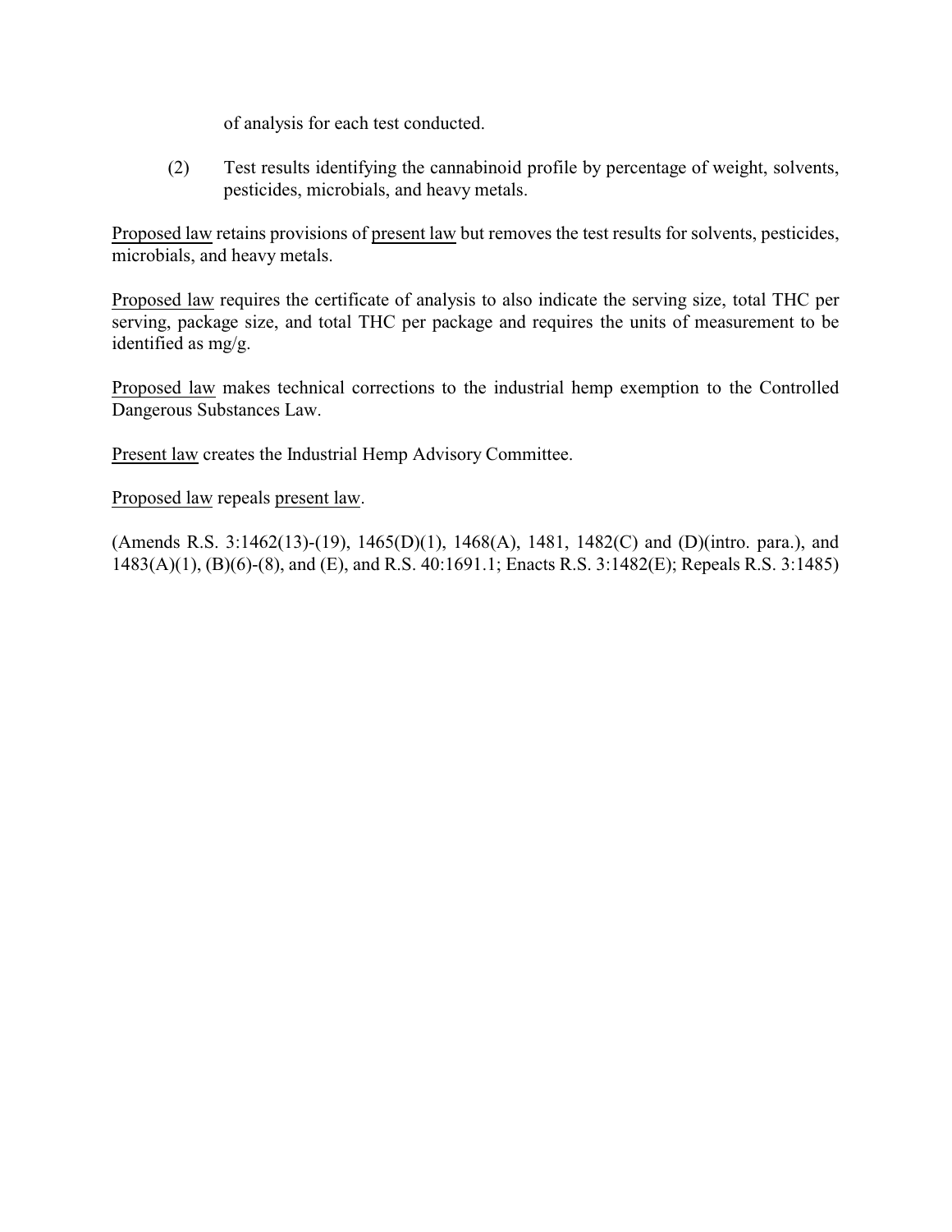of analysis for each test conducted.

(2) Test results identifying the cannabinoid profile by percentage of weight, solvents, pesticides, microbials, and heavy metals.

Proposed law retains provisions of present law but removes the test results for solvents, pesticides, microbials, and heavy metals.

Proposed law requires the certificate of analysis to also indicate the serving size, total THC per serving, package size, and total THC per package and requires the units of measurement to be identified as mg/g.

Proposed law makes technical corrections to the industrial hemp exemption to the Controlled Dangerous Substances Law.

Present law creates the Industrial Hemp Advisory Committee.

Proposed law repeals present law.

(Amends R.S. 3:1462(13)-(19), 1465(D)(1), 1468(A), 1481, 1482(C) and (D)(intro. para.), and 1483(A)(1), (B)(6)-(8), and (E), and R.S. 40:1691.1; Enacts R.S. 3:1482(E); Repeals R.S. 3:1485)